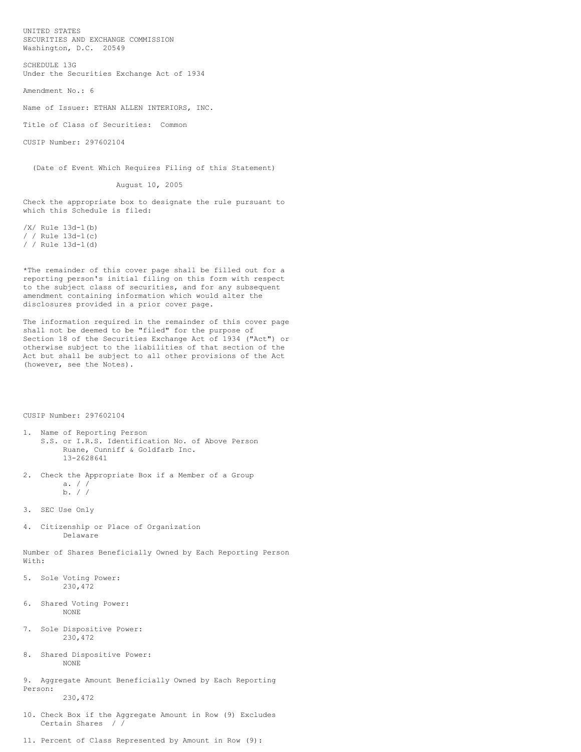UNITED STATES
SECURITIES AND EXCHANGE COMMISSION
Washington, D.C. 20549

SCHEDULE 13G
Under the Securities Exchange Act of 1934

Amendment No.: 6

Name of Issuer: ETHAN ALLEN INTERIORS, INC.

Title of Class of Securities: Common

CUSIP Number: 297602104

(Date of Event Which Requires Filing of this Statement)

August 10, 2005

Check the appropriate box to designate the rule pursuant to which this Schedule is filed:

/X/ Rule 13d-1(b)
/ / Rule 13d-1(c)
/ / Rule 13d-1(d)

*The remainder of this cover page shall be filled out for a reporting person's initial filing on this form with respect to the subject class of securities, and for any subsequent amendment containing information which would alter the disclosures provided in a prior cover page.

The information required in the remainder of this cover page shall not be deemed to be "filed" for the purpose of Section 18 of the Securities Exchange Act of 1934 ("Act") or otherwise subject to the liabilities of that section of the Act but shall be subject to all other provisions of the Act (however, see the Notes).

CUSIP Number: 297602104

1. Name of Reporting Person
   S.S. or I.R.S. Identification No. of Above Person
   Ruane, Cunniff & Goldfarb Inc.
   13-2628641

2. Check the Appropriate Box if a Member of a Group
   a. / /
   b. / /

3. SEC Use Only

4. Citizenship or Place of Organization
   Delaware

Number of Shares Beneficially Owned by Each Reporting Person With:

5. Sole Voting Power:
   230,472

6. Shared Voting Power:
   NONE

7. Sole Dispositive Power:
   230,472

8. Shared Dispositive Power:
   NONE

9. Aggregate Amount Beneficially Owned by Each Reporting Person:
   230,472

10. Check Box if the Aggregate Amount in Row (9) Excludes Certain Shares / /

11. Percent of Class Represented by Amount in Row (9):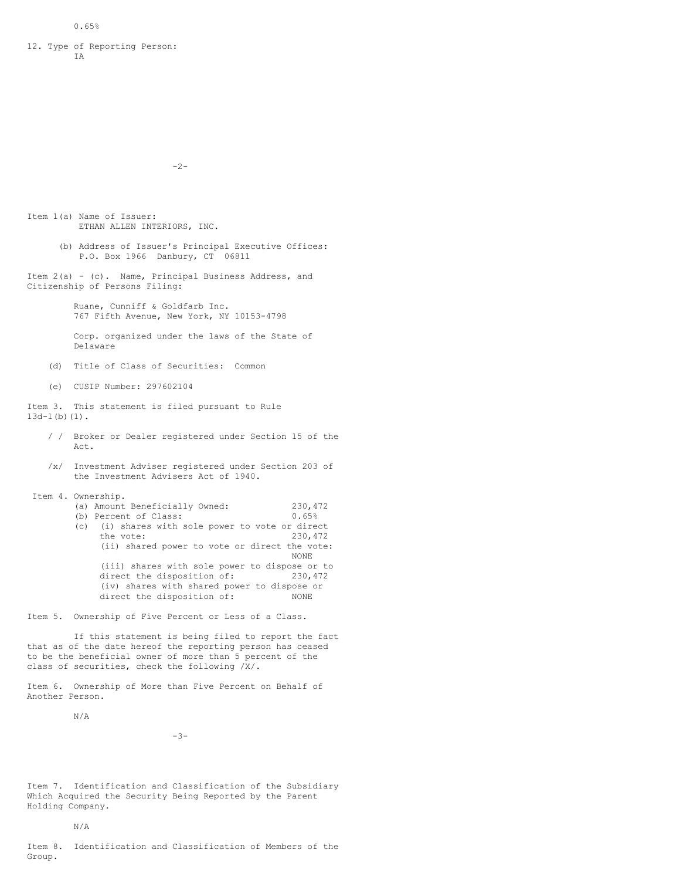0.65%

12. Type of Reporting Person:
IA

Item 1(a) Name of Issuer:
ETHAN ALLEN INTERIORS, INC.

(b) Address of Issuer's Principal Executive Offices:
P.O. Box 1966 Danbury, CT 06811

Item 2(a) - (c). Name, Principal Business Address, and Citizenship of Persons Filing:

Ruane, Cunniff & Goldfarb Inc.
767 Fifth Avenue, New York, NY 10153-4798

Corp. organized under the laws of the State of Delaware

(d) Title of Class of Securities: Common

(e) CUSIP Number: 297602104

Item 3. This statement is filed pursuant to Rule 13d-1(b)(1).

/ / Broker or Dealer registered under Section 15 of the Act.

/x/ Investment Adviser registered under Section 203 of the Investment Advisers Act of 1940.

Item 4. Ownership.

(a) Amount Beneficially Owned: 230,472
(b) Percent of Class: 0.65%
(c) (i) shares with sole power to vote or direct the vote: 230,472
(ii) shared power to vote or direct the vote: NONE
(iii) shares with sole power to dispose or to direct the disposition of: 230,472
(iv) shares with shared power to dispose or direct the disposition of: NONE

Item 5. Ownership of Five Percent or Less of a Class.

If this statement is being filed to report the fact that as of the date hereof the reporting person has ceased to be the beneficial owner of more than 5 percent of the class of securities, check the following /X/.

Item 6. Ownership of More than Five Percent on Behalf of Another Person.

N/A

Item 7. Identification and Classification of the Subsidiary Which Acquired the Security Being Reported by the Parent Holding Company.

N/A

Item 8. Identification and Classification of Members of the Group.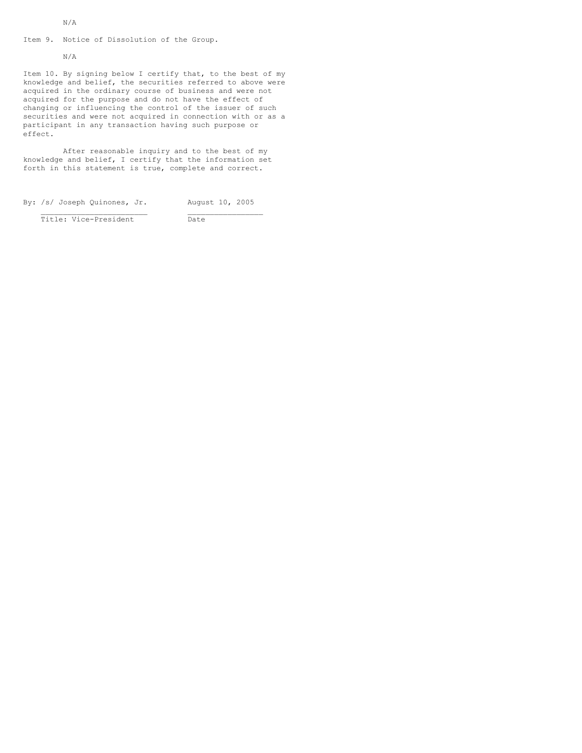N/A

Item 9. Notice of Dissolution of the Group.

N/A

Item 10. By signing below I certify that, to the best of my knowledge and belief, the securities referred to above were acquired in the ordinary course of business and were not acquired for the purpose and do not have the effect of changing or influencing the control of the issuer of such securities and were not acquired in connection with or as a participant in any transaction having such purpose or effect.

After reasonable inquiry and to the best of my knowledge and belief, I certify that the information set forth in this statement is true, complete and correct.

By: /s/ Joseph Quinones, Jr. August 10, 2005

Title: Vice-President Date